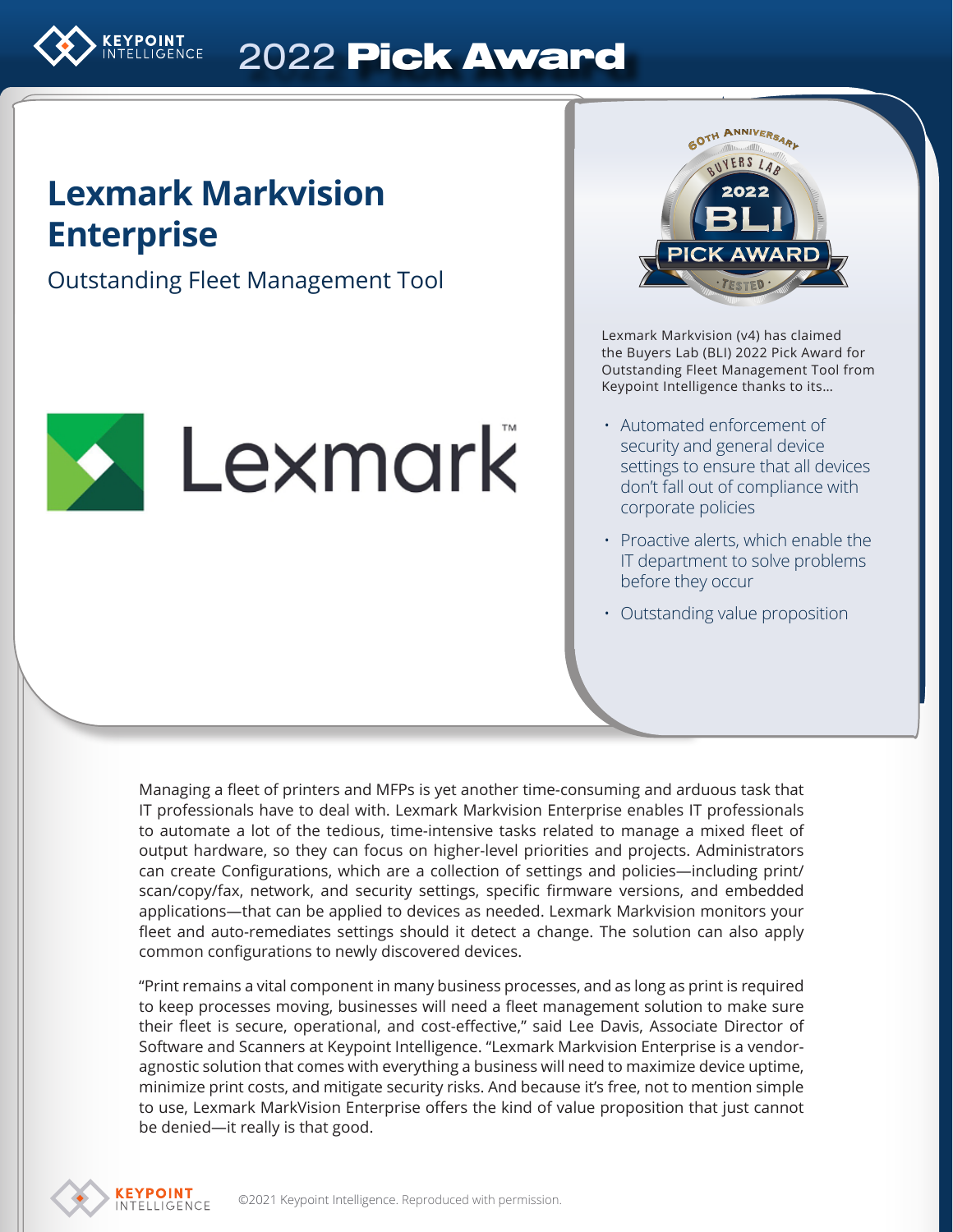# 2022 Pick Award

## Lexmark Markvision Enterprise

### Outstanding Fleet Management Tool

Lexmark Markvision (v4) has claimed the Buyers Lab (BLI) 2022 Pick Award for Outstanding Fleet Management Tool from Keypoint Intelligence thanks to its…

- Automated enforcement of security and general device settings to ensure that all devices don't fall out of compliance with corporate policies
- Proactive alerts, which enable the IT department to solve problems before they occur
- Outstanding value proposition

Managing a fleet of printers and MFPs is yet another time-consuming and arduous task that IT professionals have to deal with. Lexmark Markvision Enterprise enables IT professionals to automate a lot of the tedious, time-intensive tasks related to manage a mixed fleet of output hardware, so they can focus on higher-level priorities and projects. Administrators can create Configurations, which are a collection of settings and policies—including print/scan/copy/fax, network, and security settings, specific firmware versions, and embedded applications—that can be applied to devices as needed. Lexmark Markvision monitors your fleet and auto-remediates settings should it detect a change. The solution can also apply common configurations to newly discovered devices.

"Print remains a vital component in many business processes, and as long as print is required to keep processes moving, businesses will need a fleet management solution to make sure their fleet is secure, operational, and cost-effective," said Lee Davis, Associate Director of Software and Scanners at Keypoint Intelligence. "Lexmark Markvision Enterprise is a vendor-agnostic solution that comes with everything a business will need to maximize device uptime, minimize print costs, and mitigate security risks. And because it's free, not to mention simple to use, Lexmark MarkVision Enterprise offers the kind of value proposition that just cannot be denied—it really is that good.

©2021 Keypoint Intelligence. Reproduced with permission.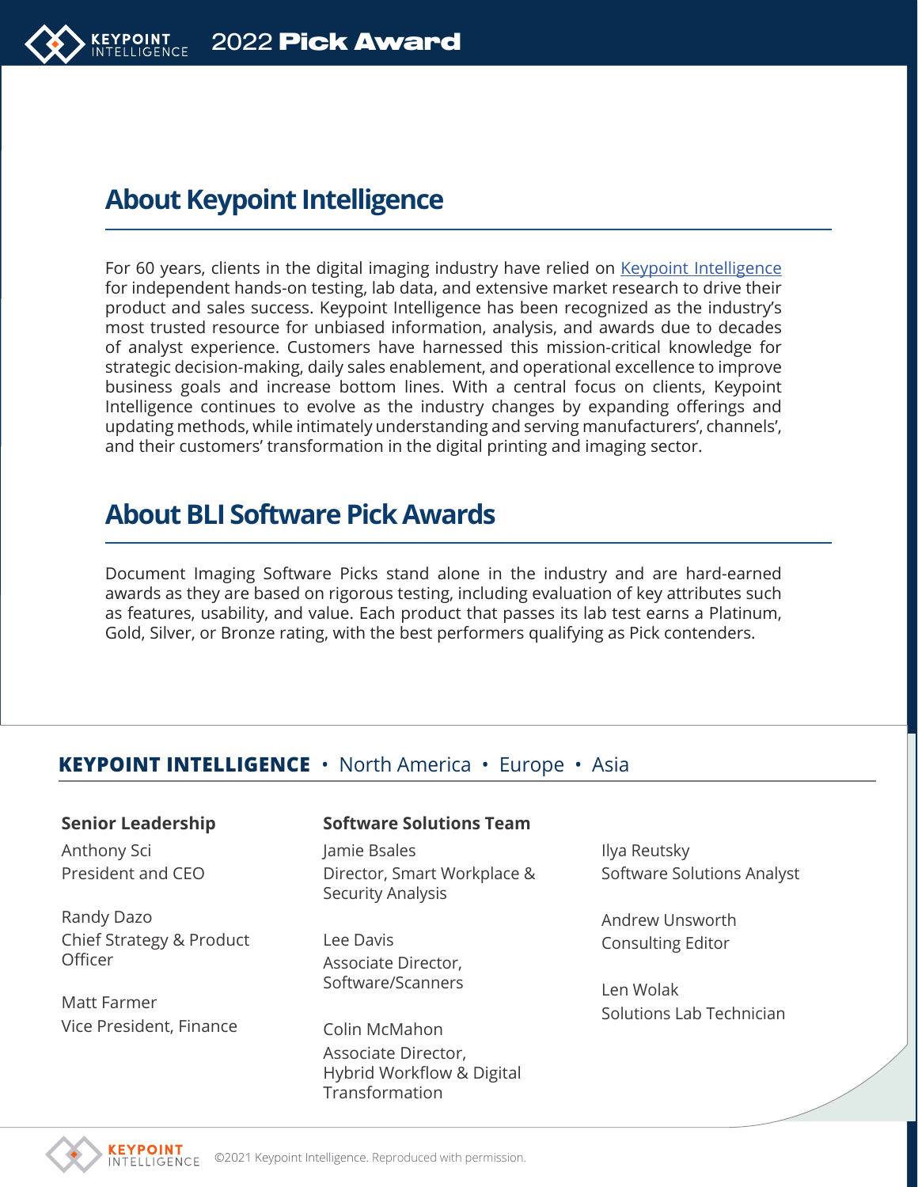## About Keypoint Intelligence

For 60 years, clients in the digital imaging industry have relied on Keypoint Intelligence for independent hands-on testing, lab data, and extensive market research to drive their product and sales success. Keypoint Intelligence has been recognized as the industry's most trusted resource for unbiased information, analysis, and awards due to decades of analyst experience. Customers have harnessed this mission-critical knowledge for strategic decision-making, daily sales enablement, and operational excellence to improve business goals and increase bottom lines. With a central focus on clients, Keypoint Intelligence continues to evolve as the industry changes by expanding offerings and updating methods, while intimately understanding and serving manufacturers', channels', and their customers' transformation in the digital printing and imaging sector.

## About BLI Software Pick Awards

Document Imaging Software Picks stand alone in the industry and are hard-earned awards as they are based on rigorous testing, including evaluation of key attributes such as features, usability, and value. Each product that passes its lab test earns a Platinum, Gold, Silver, or Bronze rating, with the best performers qualifying as Pick contenders.

**KEYPOINT INTELLIGENCE** • North America • Europe • Asia

**Senior Leadership**

Anthony Sci
President and CEO

Randy Dazo
Chief Strategy & Product Officer

Matt Farmer
Vice President, Finance

**Software Solutions Team**

Jamie Bsales
Director, Smart Workplace & Security Analysis

Lee Davis
Associate Director, Software/Scanners

Colin McMahon
Associate Director, Hybrid Workflow & Digital Transformation

Ilya Reutsky
Software Solutions Analyst

Andrew Unsworth
Consulting Editor

Len Wolak
Solutions Lab Technician

©2021 Keypoint Intelligence. Reproduced with permission.